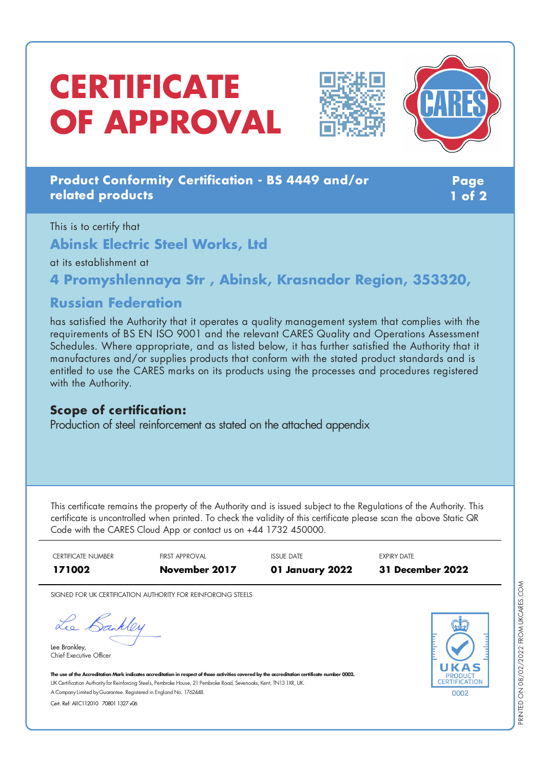# CERTIFICATE OF APPROVAL

## Product Conformity Certification - BS 4449 and/or related products

This is to certify that

## Abinsk Electric Steel Works, Ltd

at its establishment at

## 4 Promyshlennaya Str , Abinsk, Krasnador Region, 353320, Russian Federation

has satisfied the Authority that it operates a quality management system that complies with the requirements of BS EN ISO 9001 and the relevant CARES Quality and Operations Assessment Schedules. Where appropriate, and as listed below, it has further satisfied the Authority that it manufactures and/or supplies products that conform with the stated product standards and is entitled to use the CARES marks on its products using the processes and procedures registered with the Authority.

### Scope of certification:

Production of steel reinforcement as stated on the attached appendix

This certificate remains the property of the Authority and is issued subject to the Regulations of the Authority. This certificate is uncontrolled when printed. To check the validity of this certificate please scan the above Static QR Code with the CARES Cloud App or contact us on +44 1732 450000.

| CERTIFICATE NUMBER | FIRST APPROVAL | ISSUE DATE | EXPIRY DATE |
|---|---|---|---|
| **171002** | **November 2017** | **01 January 2022** | **31 December 2022** |

SIGNED FOR UK CERTIFICATION AUTHORITY FOR REINFORCING STEELS

Lee Brankley,
Chief Executive Officer

UKAS PRODUCT CERTIFICATION 0002

**The use of the Accreditation Mark indicates accreditation in respect of those activities covered by the accreditation certificate number 0002.**
UK Certification Authority for Reinforcing Steels, Pembroke House, 21 Pembroke Road, Sevenoaks, Kent, TN13 1XR, UK.
A Company Limited by Guarantee. Registered in England No. 1762448.
Cert. Ref: AIIC112010 70801 1327 v06

PRINTED ON 08/02/2022 FROM UKCARES.COM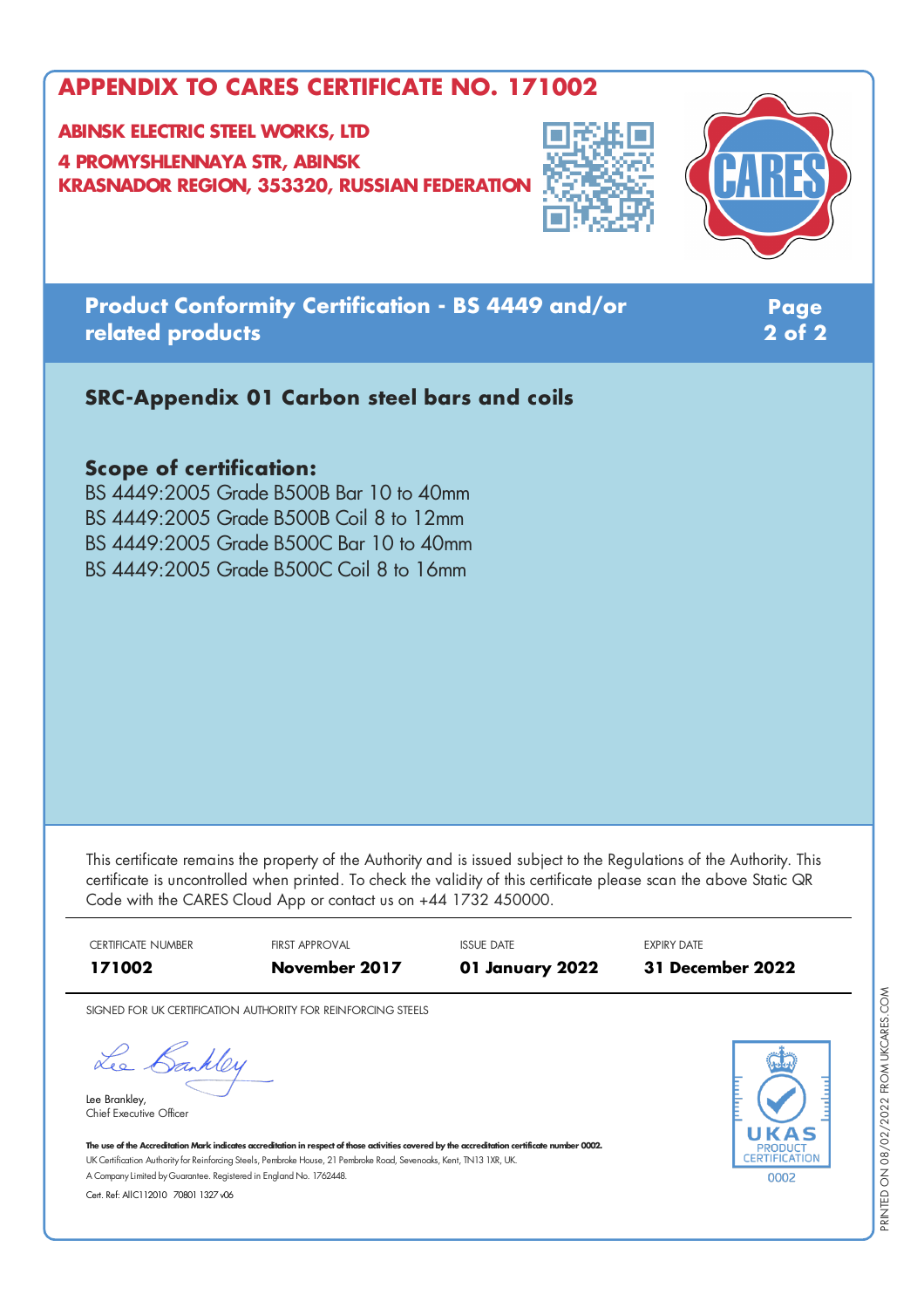# APPENDIX TO CARES CERTIFICATE NO. 171002

**ABINSK ELECTRIC STEEL WORKS, LTD**
**4 PROMYSHLENNAYA STR, ABINSK**
**KRASNADOR REGION, 353320, RUSSIAN FEDERATION**

## Product Conformity Certification - BS 4449 and/or related products

### SRC-Appendix 01 Carbon steel bars and coils

**Scope of certification:**

BS 4449:2005 Grade B500B Bar 10 to 40mm
BS 4449:2005 Grade B500B Coil 8 to 12mm
BS 4449:2005 Grade B500C Bar 10 to 40mm
BS 4449:2005 Grade B500C Coil 8 to 16mm

This certificate remains the property of the Authority and is issued subject to the Regulations of the Authority. This certificate is uncontrolled when printed. To check the validity of this certificate please scan the above Static QR Code with the CARES Cloud App or contact us on +44 1732 450000.

| CERTIFICATE NUMBER | FIRST APPROVAL | ISSUE DATE | EXPIRY DATE |
|---|---|---|---|
| **171002** | **November 2017** | **01 January 2022** | **31 December 2022** |

SIGNED FOR UK CERTIFICATION AUTHORITY FOR REINFORCING STEELS

Lee Brankley,
Chief Executive Officer

**The use of the Accreditation Mark indicates accreditation in respect of those activities covered by the accreditation certificate number 0002.**
UK Certification Authority for Reinforcing Steels, Pembroke House, 21 Pembroke Road, Sevenoaks, Kent, TN13 1XR, UK.
A Company Limited by Guarantee. Registered in England No. 1762448.
Cert. Ref: AIIC112010 70801 1327 v06

UKAS PRODUCT CERTIFICATION 0002

PRINTED ON 08/02/2022 FROM UKCARES.COM